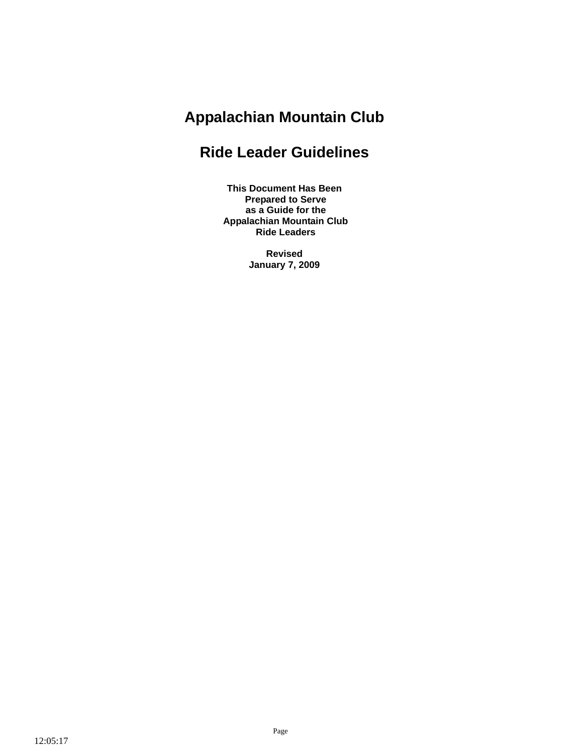# Appalachian Mountain Club

# Ride Leader Guidelines

**This Document Has Been Prepared to Serve as a Guide for the Appalachian Mountain Club Ride Leaders**

**Revised January 7, 2009**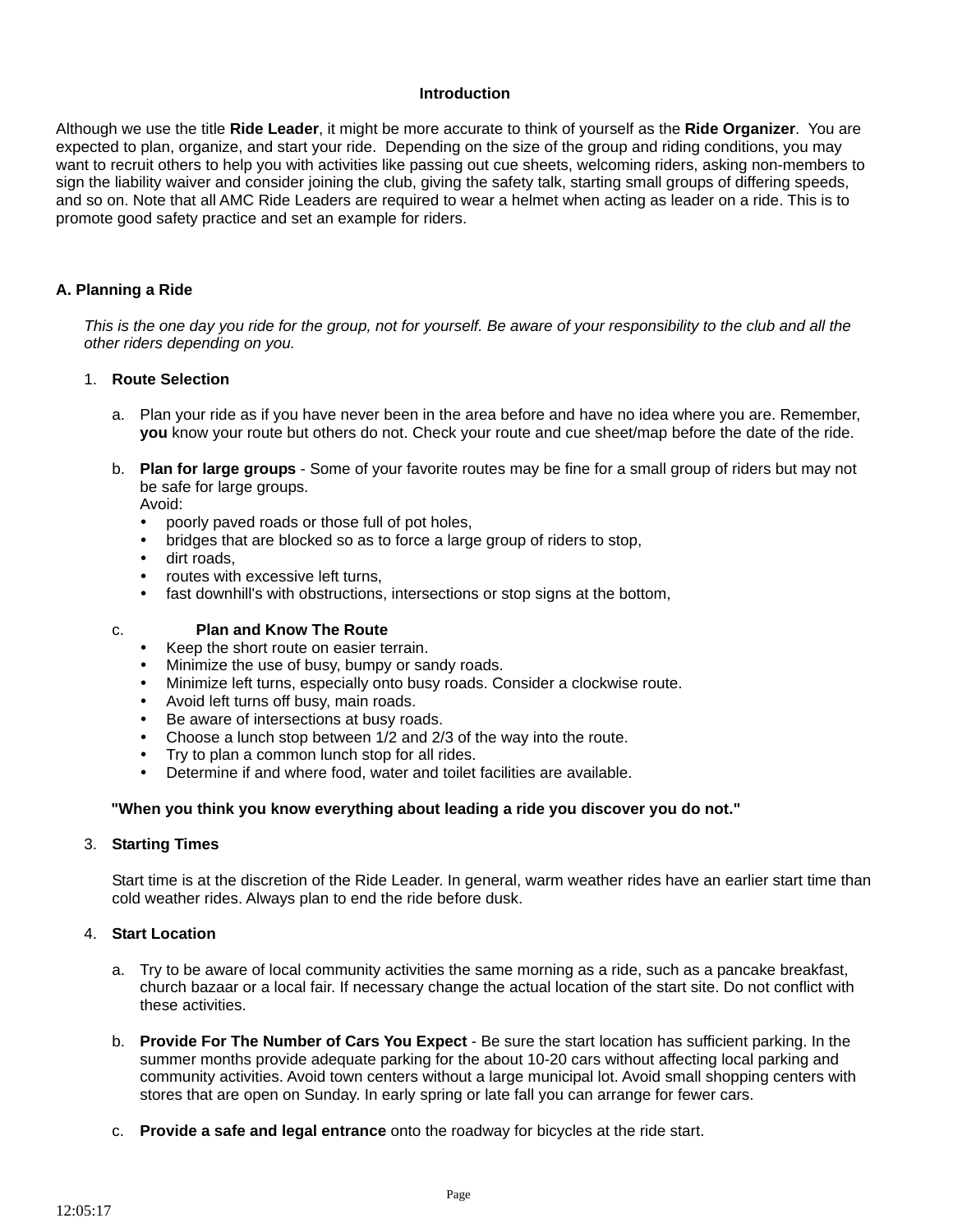## Introduction

Although we use the title **Ride Leader**, it might be more accurate to think of yourself as the **Ride Organizer**. You are expected to plan, organize, and start your ride. Depending on the size of the group and riding conditions, you may want to recruit others to help you with activities like passing out cue sheets, welcoming riders, asking non-members to sign the liability waiver and consider joining the club, giving the safety talk, starting small groups of differing speeds, and so on. Note that all AMC Ride Leaders are required to wear a helmet when acting as leader on a ride. This is to promote good safety practice and set an example for riders.

## A. Planning a Ride

*This is the one day you ride for the group, not for yourself. Be aware of your responsibility to the club and all the other riders depending on you.*

1. **Route Selection**

   a. Plan your ride as if you have never been in the area before and have no idea where you are. Remember, **you** know your route but others do not. Check your route and cue sheet/map before the date of the ride.

   b. **Plan for large groups** - Some of your favorite routes may be fine for a small group of riders but may not be safe for large groups.
   Avoid:
   - poorly paved roads or those full of pot holes,
   - bridges that are blocked so as to force a large group of riders to stop,
   - dirt roads,
   - routes with excessive left turns,
   - fast downhill's with obstructions, intersections or stop signs at the bottom,

   c. **Plan and Know The Route**
   - Keep the short route on easier terrain.
   - Minimize the use of busy, bumpy or sandy roads.
   - Minimize left turns, especially onto busy roads. Consider a clockwise route.
   - Avoid left turns off busy, main roads.
   - Be aware of intersections at busy roads.
   - Choose a lunch stop between 1/2 and 2/3 of the way into the route.
   - Try to plan a common lunch stop for all rides.
   - Determine if and where food, water and toilet facilities are available.

   **"When you think you know everything about leading a ride you discover you do not."**

3. **Starting Times**

   Start time is at the discretion of the Ride Leader. In general, warm weather rides have an earlier start time than cold weather rides. Always plan to end the ride before dusk.

4. **Start Location**

   a. Try to be aware of local community activities the same morning as a ride, such as a pancake breakfast, church bazaar or a local fair. If necessary change the actual location of the start site. Do not conflict with these activities.

   b. **Provide For The Number of Cars You Expect** - Be sure the start location has sufficient parking. In the summer months provide adequate parking for the about 10-20 cars without affecting local parking and community activities. Avoid town centers without a large municipal lot. Avoid small shopping centers with stores that are open on Sunday. In early spring or late fall you can arrange for fewer cars.

   c. **Provide a safe and legal entrance** onto the roadway for bicycles at the ride start.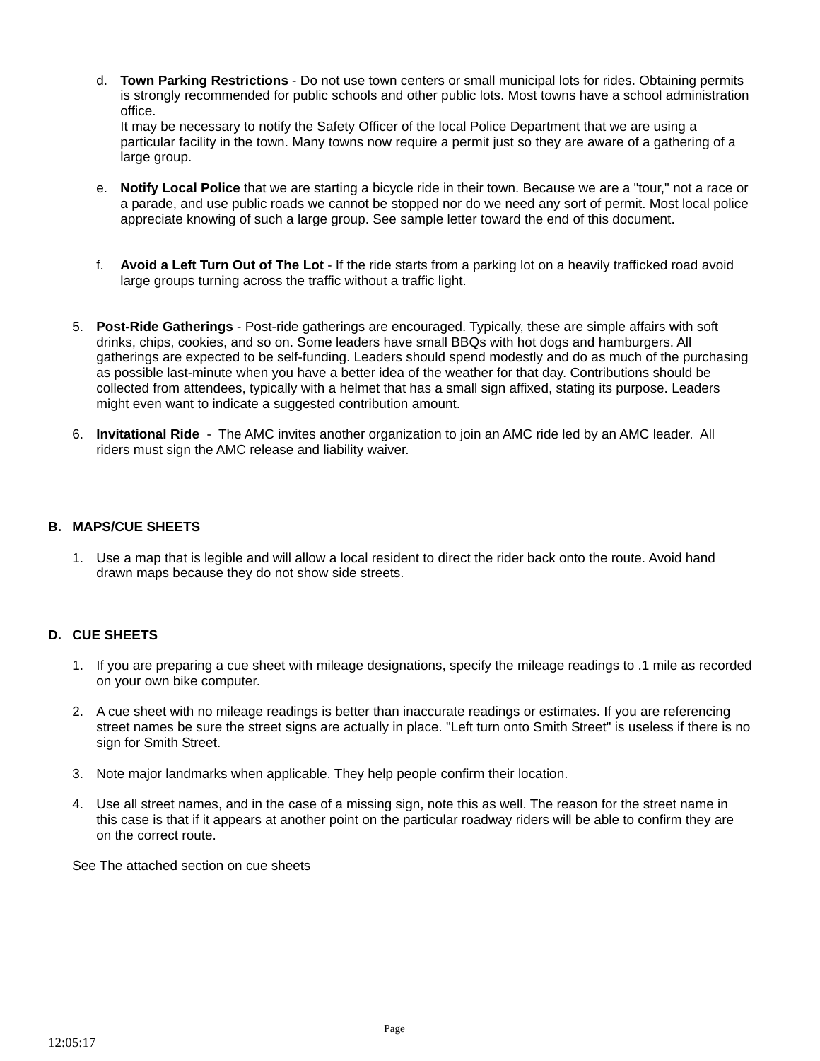d. **Town Parking Restrictions** - Do not use town centers or small municipal lots for rides. Obtaining permits is strongly recommended for public schools and other public lots. Most towns have a school administration office.
   It may be necessary to notify the Safety Officer of the local Police Department that we are using a particular facility in the town. Many towns now require a permit just so they are aware of a gathering of a large group.

e. **Notify Local Police** that we are starting a bicycle ride in their town. Because we are a "tour," not a race or a parade, and use public roads we cannot be stopped nor do we need any sort of permit. Most local police appreciate knowing of such a large group. See sample letter toward the end of this document.

f. **Avoid a Left Turn Out of The Lot** - If the ride starts from a parking lot on a heavily trafficked road avoid large groups turning across the traffic without a traffic light.

5. **Post-Ride Gatherings** - Post-ride gatherings are encouraged. Typically, these are simple affairs with soft drinks, chips, cookies, and so on. Some leaders have small BBQs with hot dogs and hamburgers. All gatherings are expected to be self-funding. Leaders should spend modestly and do as much of the purchasing as possible last-minute when you have a better idea of the weather for that day. Contributions should be collected from attendees, typically with a helmet that has a small sign affixed, stating its purpose. Leaders might even want to indicate a suggested contribution amount.

6. **Invitational Ride** - The AMC invites another organization to join an AMC ride led by an AMC leader. All riders must sign the AMC release and liability waiver.

## B. MAPS/CUE SHEETS

1. Use a map that is legible and will allow a local resident to direct the rider back onto the route. Avoid hand drawn maps because they do not show side streets.

## D. CUE SHEETS

1. If you are preparing a cue sheet with mileage designations, specify the mileage readings to .1 mile as recorded on your own bike computer.

2. A cue sheet with no mileage readings is better than inaccurate readings or estimates. If you are referencing street names be sure the street signs are actually in place. "Left turn onto Smith Street" is useless if there is no sign for Smith Street.

3. Note major landmarks when applicable. They help people confirm their location.

4. Use all street names, and in the case of a missing sign, note this as well. The reason for the street name in this case is that if it appears at another point on the particular roadway riders will be able to confirm they are on the correct route.

See The attached section on cue sheets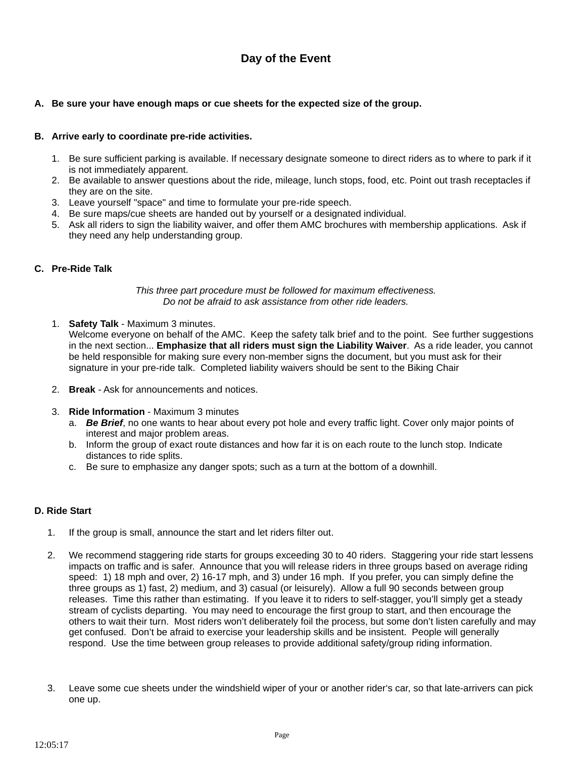## Day of the Event

**A. Be sure your have enough maps or cue sheets for the expected size of the group.**

**B. Arrive early to coordinate pre-ride activities.**

1. Be sure sufficient parking is available. If necessary designate someone to direct riders as to where to park if it is not immediately apparent.
2. Be available to answer questions about the ride, mileage, lunch stops, food, etc. Point out trash receptacles if they are on the site.
3. Leave yourself "space" and time to formulate your pre-ride speech.
4. Be sure maps/cue sheets are handed out by yourself or a designated individual.
5. Ask all riders to sign the liability waiver, and offer them AMC brochures with membership applications. Ask if they need any help understanding group.

**C. Pre-Ride Talk**

*This three part procedure must be followed for maximum effectiveness.*
*Do not be afraid to ask assistance from other ride leaders.*

1. **Safety Talk** - Maximum 3 minutes.
   Welcome everyone on behalf of the AMC. Keep the safety talk brief and to the point. See further suggestions in the next section... **Emphasize that all riders must sign the Liability Waiver**. As a ride leader, you cannot be held responsible for making sure every non-member signs the document, but you must ask for their signature in your pre-ride talk. Completed liability waivers should be sent to the Biking Chair

2. **Break** - Ask for announcements and notices.

3. **Ride Information** - Maximum 3 minutes
   a. ***Be Brief***, no one wants to hear about every pot hole and every traffic light. Cover only major points of interest and major problem areas.
   b. Inform the group of exact route distances and how far it is on each route to the lunch stop. Indicate distances to ride splits.
   c. Be sure to emphasize any danger spots; such as a turn at the bottom of a downhill.

**D. Ride Start**

1. If the group is small, announce the start and let riders filter out.

2. We recommend staggering ride starts for groups exceeding 30 to 40 riders. Staggering your ride start lessens impacts on traffic and is safer. Announce that you will release riders in three groups based on average riding speed: 1) 18 mph and over, 2) 16-17 mph, and 3) under 16 mph. If you prefer, you can simply define the three groups as 1) fast, 2) medium, and 3) casual (or leisurely). Allow a full 90 seconds between group releases. Time this rather than estimating. If you leave it to riders to self-stagger, you'll simply get a steady stream of cyclists departing. You may need to encourage the first group to start, and then encourage the others to wait their turn. Most riders won't deliberately foil the process, but some don't listen carefully and may get confused. Don't be afraid to exercise your leadership skills and be insistent. People will generally respond. Use the time between group releases to provide additional safety/group riding information.

3. Leave some cue sheets under the windshield wiper of your or another rider's car, so that late-arrivers can pick one up.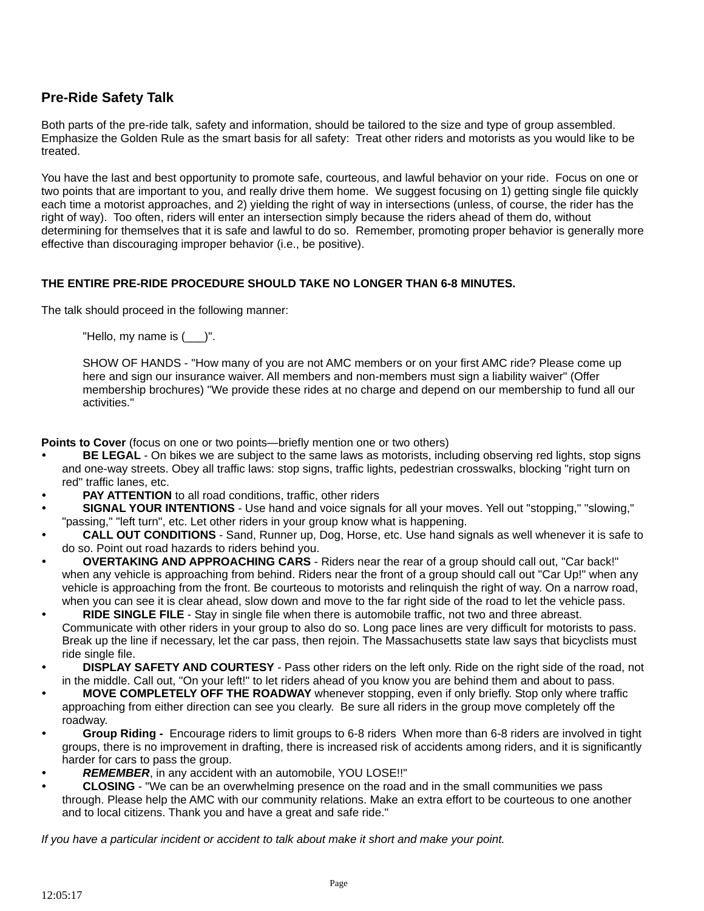## Pre-Ride Safety Talk

Both parts of the pre-ride talk, safety and information, should be tailored to the size and type of group assembled. Emphasize the Golden Rule as the smart basis for all safety: Treat other riders and motorists as you would like to be treated.

You have the last and best opportunity to promote safe, courteous, and lawful behavior on your ride. Focus on one or two points that are important to you, and really drive them home. We suggest focusing on 1) getting single file quickly each time a motorist approaches, and 2) yielding the right of way in intersections (unless, of course, the rider has the right of way). Too often, riders will enter an intersection simply because the riders ahead of them do, without determining for themselves that it is safe and lawful to do so. Remember, promoting proper behavior is generally more effective than discouraging improper behavior (i.e., be positive).

**THE ENTIRE PRE-RIDE PROCEDURE SHOULD TAKE NO LONGER THAN 6-8 MINUTES.**

The talk should proceed in the following manner:

> "Hello, my name is (___)".
>
> SHOW OF HANDS - "How many of you are not AMC members or on your first AMC ride? Please come up here and sign our insurance waiver. All members and non-members must sign a liability waiver" (Offer membership brochures) "We provide these rides at no charge and depend on our membership to fund all our activities."

**Points to Cover** (focus on one or two points—briefly mention one or two others)

- **BE LEGAL** - On bikes we are subject to the same laws as motorists, including observing red lights, stop signs and one-way streets. Obey all traffic laws: stop signs, traffic lights, pedestrian crosswalks, blocking "right turn on red" traffic lanes, etc.
- **PAY ATTENTION** to all road conditions, traffic, other riders
- **SIGNAL YOUR INTENTIONS** - Use hand and voice signals for all your moves. Yell out "stopping," "slowing," "passing," "left turn", etc. Let other riders in your group know what is happening.
- **CALL OUT CONDITIONS** - Sand, Runner up, Dog, Horse, etc. Use hand signals as well whenever it is safe to do so. Point out road hazards to riders behind you.
- **OVERTAKING AND APPROACHING CARS** - Riders near the rear of a group should call out, "Car back!" when any vehicle is approaching from behind. Riders near the front of a group should call out "Car Up!" when any vehicle is approaching from the front. Be courteous to motorists and relinquish the right of way. On a narrow road, when you can see it is clear ahead, slow down and move to the far right side of the road to let the vehicle pass.
- **RIDE SINGLE FILE** - Stay in single file when there is automobile traffic, not two and three abreast. Communicate with other riders in your group to also do so. Long pace lines are very difficult for motorists to pass. Break up the line if necessary, let the car pass, then rejoin. The Massachusetts state law says that bicyclists must ride single file.
- **DISPLAY SAFETY AND COURTESY** - Pass other riders on the left only. Ride on the right side of the road, not in the middle. Call out, "On your left!" to let riders ahead of you know you are behind them and about to pass.
- **MOVE COMPLETELY OFF THE ROADWAY** whenever stopping, even if only briefly. Stop only where traffic approaching from either direction can see you clearly. Be sure all riders in the group move completely off the roadway.
- **Group Riding -** Encourage riders to limit groups to 6-8 riders When more than 6-8 riders are involved in tight groups, there is no improvement in drafting, there is increased risk of accidents among riders, and it is significantly harder for cars to pass the group.
- ***REMEMBER***, in any accident with an automobile, YOU LOSE!!"
- **CLOSING** - "We can be an overwhelming presence on the road and in the small communities we pass through. Please help the AMC with our community relations. Make an extra effort to be courteous to one another and to local citizens. Thank you and have a great and safe ride."

*If you have a particular incident or accident to talk about make it short and make your point.*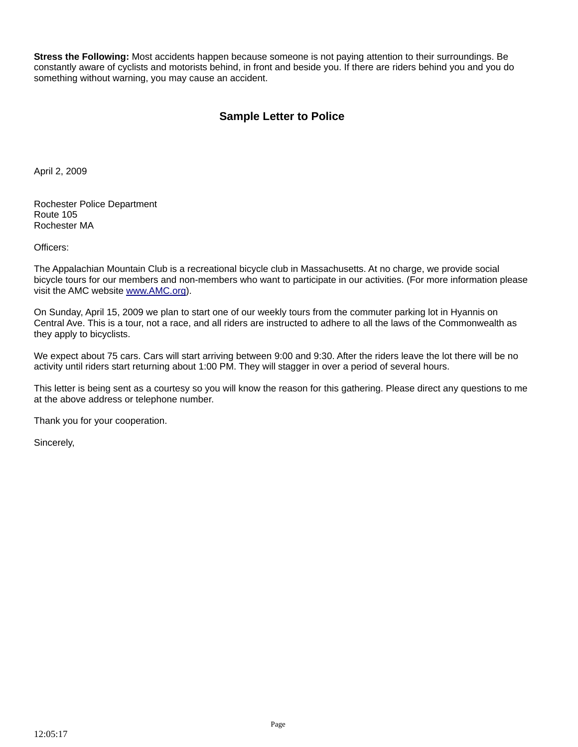**Stress the Following:** Most accidents happen because someone is not paying attention to their surroundings. Be constantly aware of cyclists and motorists behind, in front and beside you. If there are riders behind you and you do something without warning, you may cause an accident.

## Sample Letter to Police

April 2, 2009

Rochester Police Department
Route 105
Rochester MA

Officers:

The Appalachian Mountain Club is a recreational bicycle club in Massachusetts. At no charge, we provide social bicycle tours for our members and non-members who want to participate in our activities. (For more information please visit the AMC website www.AMC.org).

On Sunday, April 15, 2009 we plan to start one of our weekly tours from the commuter parking lot in Hyannis on Central Ave. This is a tour, not a race, and all riders are instructed to adhere to all the laws of the Commonwealth as they apply to bicyclists.

We expect about 75 cars. Cars will start arriving between 9:00 and 9:30. After the riders leave the lot there will be no activity until riders start returning about 1:00 PM. They will stagger in over a period of several hours.

This letter is being sent as a courtesy so you will know the reason for this gathering. Please direct any questions to me at the above address or telephone number.

Thank you for your cooperation.

Sincerely,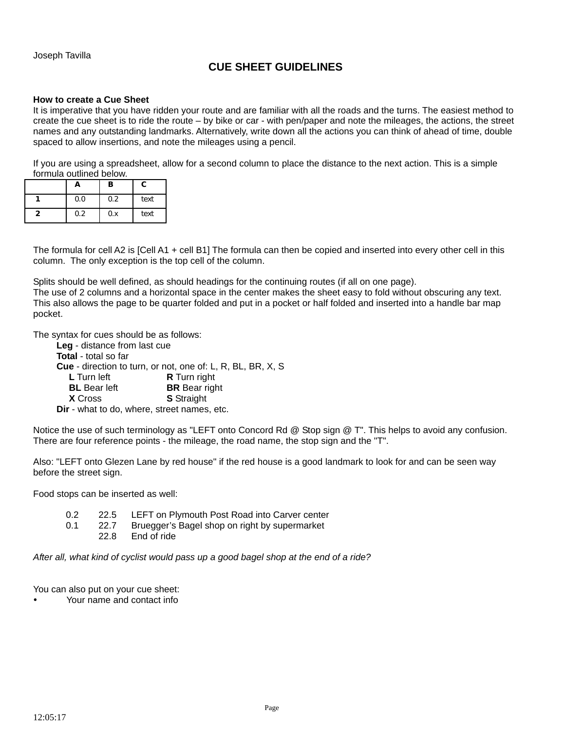Joseph Tavilla

# CUE SHEET GUIDELINES

**How to create a Cue Sheet**
It is imperative that you have ridden your route and are familiar with all the roads and the turns. The easiest method to create the cue sheet is to ride the route – by bike or car - with pen/paper and note the mileages, the actions, the street names and any outstanding landmarks. Alternatively, write down all the actions you can think of ahead of time, double spaced to allow insertions, and note the mileages using a pencil.

If you are using a spreadsheet, allow for a second column to place the distance to the next action. This is a simple formula outlined below.

| | A | B | C |
|---|---|---|---|
| 1 | 0.0 | 0.2 | text |
| 2 | 0.2 | 0.x | text |

The formula for cell A2 is [Cell A1 + cell B1] The formula can then be copied and inserted into every other cell in this column. The only exception is the top cell of the column.

Splits should be well defined, as should headings for the continuing routes (if all on one page).
The use of 2 columns and a horizontal space in the center makes the sheet easy to fold without obscuring any text. This also allows the page to be quarter folded and put in a pocket or half folded and inserted into a handle bar map pocket.

The syntax for cues should be as follows:

- **Leg** - distance from last cue
- **Total** - total so far
- **Cue** - direction to turn, or not, one of: L, R, BL, BR, X, S
  - **L** Turn left — **R** Turn right
  - **BL** Bear left — **BR** Bear right
  - **X** Cross — **S** Straight
- **Dir** - what to do, where, street names, etc.

Notice the use of such terminology as "LEFT onto Concord Rd @ Stop sign @ T". This helps to avoid any confusion. There are four reference points - the mileage, the road name, the stop sign and the "T".

Also: "LEFT onto Glezen Lane by red house" if the red house is a good landmark to look for and can be seen way before the street sign.

Food stops can be inserted as well:

| | | |
|---|---|---|
| 0.2 | 22.5 | LEFT on Plymouth Post Road into Carver center |
| 0.1 | 22.7 | Bruegger's Bagel shop on right by supermarket |
| | 22.8 | End of ride |

*After all, what kind of cyclist would pass up a good bagel shop at the end of a ride?*

You can also put on your cue sheet:

- Your name and contact info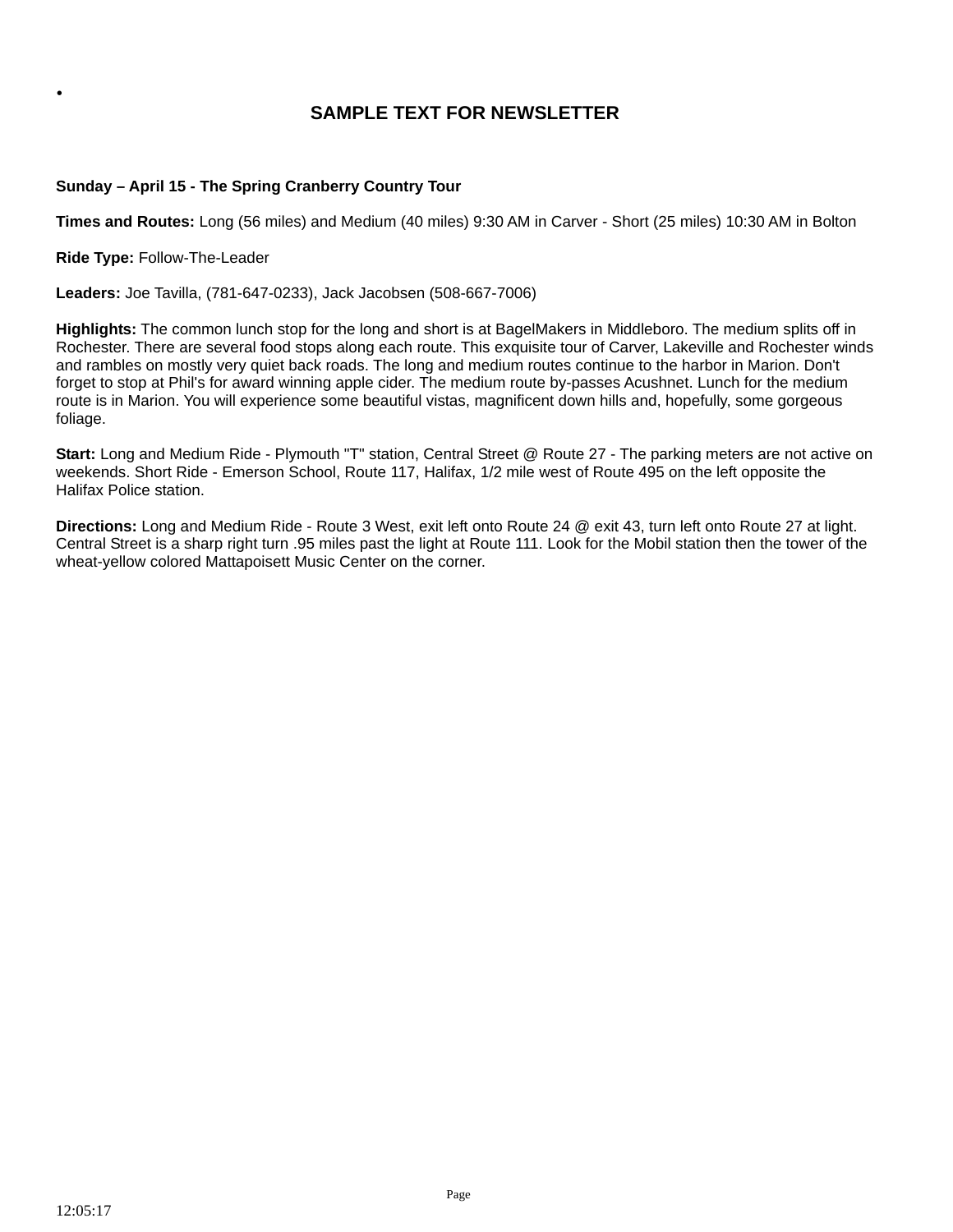•

## SAMPLE TEXT FOR NEWSLETTER

**Sunday – April 15 - The Spring Cranberry Country Tour**

**Times and Routes:** Long (56 miles) and Medium (40 miles) 9:30 AM in Carver - Short (25 miles) 10:30 AM in Bolton

**Ride Type:** Follow-The-Leader

**Leaders:** Joe Tavilla, (781-647-0233), Jack Jacobsen (508-667-7006)

**Highlights:** The common lunch stop for the long and short is at BagelMakers in Middleboro. The medium splits off in Rochester. There are several food stops along each route. This exquisite tour of Carver, Lakeville and Rochester winds and rambles on mostly very quiet back roads. The long and medium routes continue to the harbor in Marion. Don't forget to stop at Phil's for award winning apple cider. The medium route by-passes Acushnet. Lunch for the medium route is in Marion. You will experience some beautiful vistas, magnificent down hills and, hopefully, some gorgeous foliage.

**Start:** Long and Medium Ride - Plymouth "T" station, Central Street @ Route 27 - The parking meters are not active on weekends. Short Ride - Emerson School, Route 117, Halifax, 1/2 mile west of Route 495 on the left opposite the Halifax Police station.

**Directions:** Long and Medium Ride - Route 3 West, exit left onto Route 24 @ exit 43, turn left onto Route 27 at light. Central Street is a sharp right turn .95 miles past the light at Route 111. Look for the Mobil station then the tower of the wheat-yellow colored Mattapoisett Music Center on the corner.